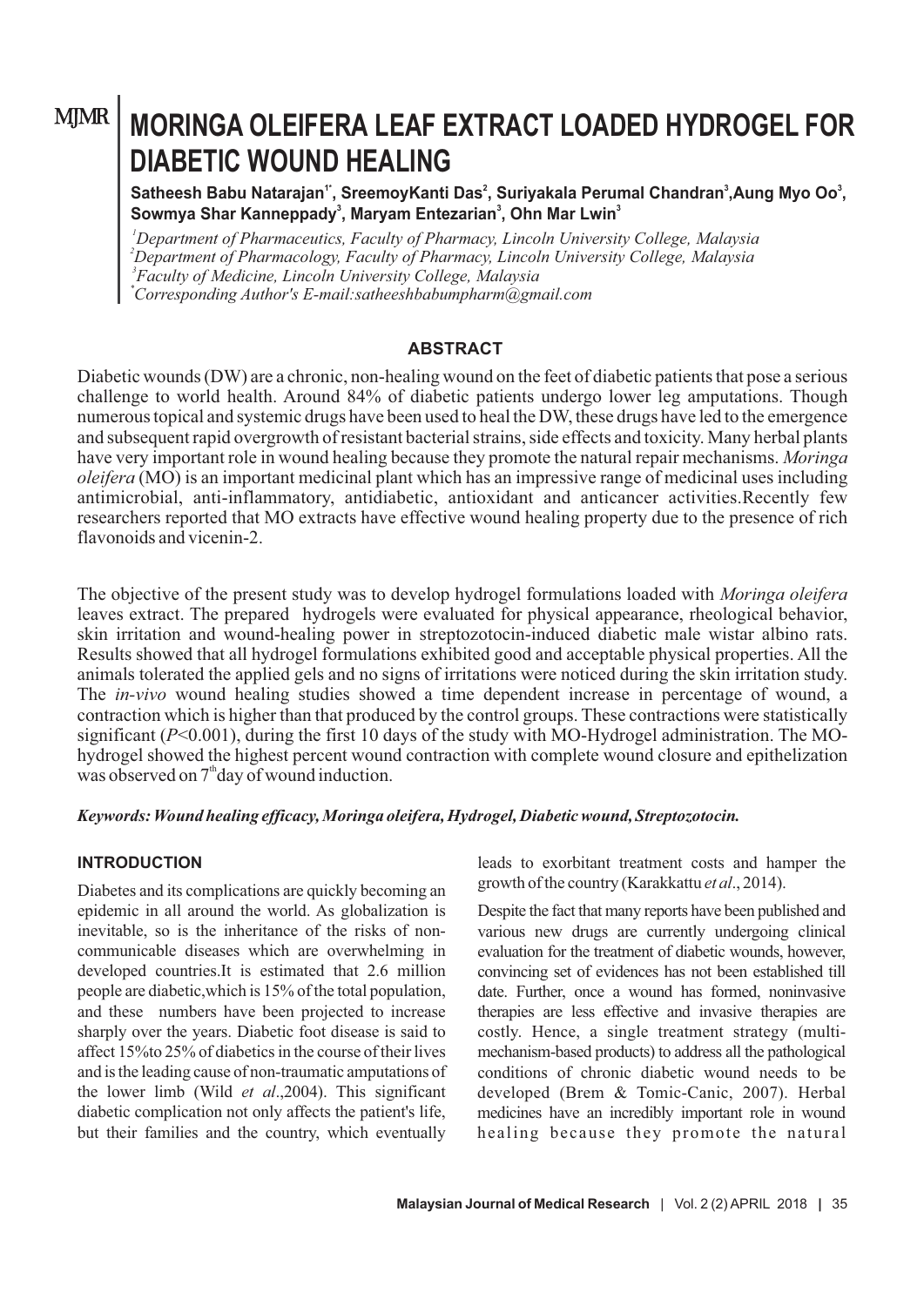# MORINGA OLEIFERA LEAF EXTRACT LOADED HYDROGEL FOR DIABETIC WOUND HEALING

**Satheesh Babu Natarajan[1*], SreemoyKanti Das[2], Suriyakala Perumal Chandran[3], Aung Myo Oo[3], Sowmya Shar Kanneppady[3], Maryam Entezarian[3], Ohn Mar Lwin[3]**

*[1]Department of Pharmaceutics, Faculty of Pharmacy, Lincoln University College, Malaysia*
*[2]Department of Pharmacology, Faculty of Pharmacy, Lincoln University College, Malaysia*
*[3]Faculty of Medicine, Lincoln University College, Malaysia*
*[*]Corresponding Author's E-mail:satheeshbabumpharm@gmail.com*

## ABSTRACT

Diabetic wounds (DW) are a chronic, non-healing wound on the feet of diabetic patients that pose a serious challenge to world health. Around 84% of diabetic patients undergo lower leg amputations. Though numerous topical and systemic drugs have been used to heal the DW, these drugs have led to the emergence and subsequent rapid overgrowth of resistant bacterial strains, side effects and toxicity. Many herbal plants have very important role in wound healing because they promote the natural repair mechanisms. *Moringa oleifera* (MO) is an important medicinal plant which has an impressive range of medicinal uses including antimicrobial, anti-inflammatory, antidiabetic, antioxidant and anticancer activities.Recently few researchers reported that MO extracts have effective wound healing property due to the presence of rich flavonoids and vicenin-2.

The objective of the present study was to develop hydrogel formulations loaded with *Moringa oleifera* leaves extract. The prepared hydrogels were evaluated for physical appearance, rheological behavior, skin irritation and wound-healing power in streptozotocin-induced diabetic male wistar albino rats. Results showed that all hydrogel formulations exhibited good and acceptable physical properties. All the animals tolerated the applied gels and no signs of irritations were noticed during the skin irritation study. The *in-vivo* wound healing studies showed a time dependent increase in percentage of wound, a contraction which is higher than that produced by the control groups. These contractions were statistically significant ($P<0.001$), during the first 10 days of the study with MO-Hydrogel administration. The MO-hydrogel showed the highest percent wound contraction with complete wound closure and epithelization was observed on 7$^{th}$day of wound induction.

***Keywords: Wound healing efficacy, Moringa oleifera, Hydrogel, Diabetic wound, Streptozotocin.***

## INTRODUCTION

Diabetes and its complications are quickly becoming an epidemic in all around the world. As globalization is inevitable, so is the inheritance of the risks of non-communicable diseases which are overwhelming in developed countries.It is estimated that 2.6 million people are diabetic,which is 15% of the total population, and these numbers have been projected to increase sharply over the years. Diabetic foot disease is said to affect 15%to 25% of diabetics in the course of their lives and is the leading cause of non-traumatic amputations of the lower limb (Wild *et al*.,2004). This significant diabetic complication not only affects the patient's life, but their families and the country, which eventually leads to exorbitant treatment costs and hamper the growth of the country (Karakkattu *et al*., 2014).

Despite the fact that many reports have been published and various new drugs are currently undergoing clinical evaluation for the treatment of diabetic wounds, however, convincing set of evidences has not been established till date. Further, once a wound has formed, noninvasive therapies are less effective and invasive therapies are costly. Hence, a single treatment strategy (multi-mechanism-based products) to address all the pathological conditions of chronic diabetic wound needs to be developed (Brem & Tomic-Canic, 2007). Herbal medicines have an incredibly important role in wound healing because they promote the natural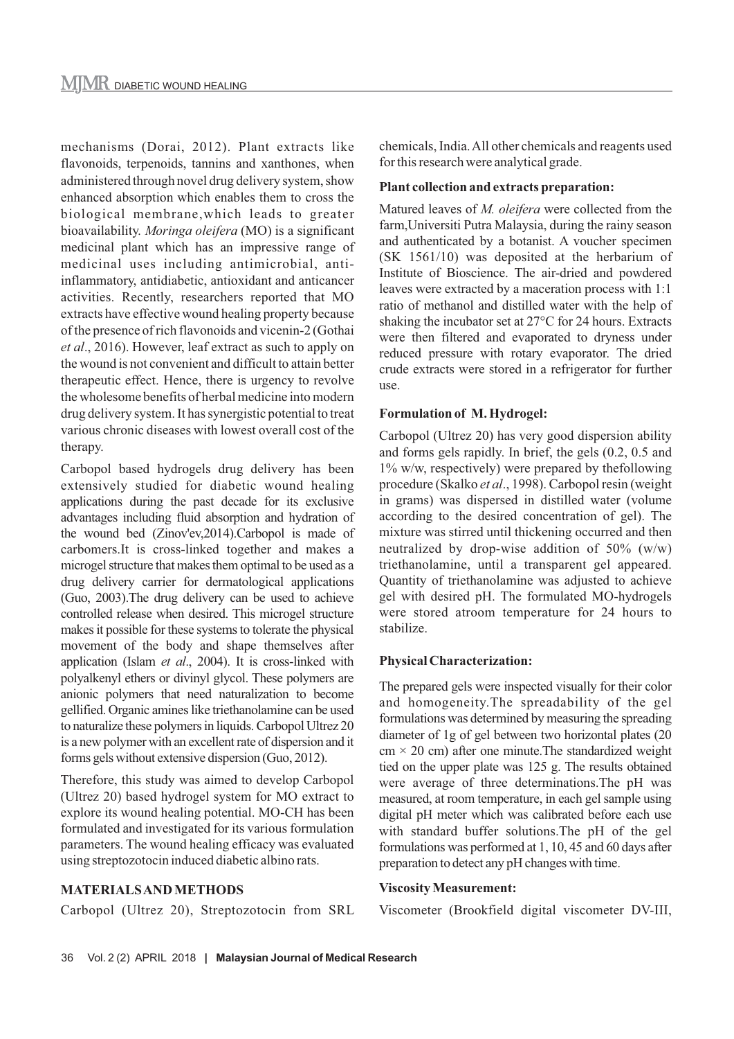mechanisms (Dorai, 2012). Plant extracts like flavonoids, terpenoids, tannins and xanthones, when administered through novel drug delivery system, show enhanced absorption which enables them to cross the biological membrane,which leads to greater bioavailability. *Moringa oleifera* (MO) is a significant medicinal plant which has an impressive range of medicinal uses including antimicrobial, anti-inflammatory, antidiabetic, antioxidant and anticancer activities. Recently, researchers reported that MO extracts have effective wound healing property because of the presence of rich flavonoids and vicenin-2 (Gothai *et al*., 2016). However, leaf extract as such to apply on the wound is not convenient and difficult to attain better therapeutic effect. Hence, there is urgency to revolve the wholesome benefits of herbal medicine into modern drug delivery system. It has synergistic potential to treat various chronic diseases with lowest overall cost of the therapy.

Carbopol based hydrogels drug delivery has been extensively studied for diabetic wound healing applications during the past decade for its exclusive advantages including fluid absorption and hydration of the wound bed (Zinov'ev,2014).Carbopol is made of carbomers.It is cross-linked together and makes a microgel structure that makes them optimal to be used as a drug delivery carrier for dermatological applications (Guo, 2003).The drug delivery can be used to achieve controlled release when desired. This microgel structure makes it possible for these systems to tolerate the physical movement of the body and shape themselves after application (Islam *et al*., 2004). It is cross-linked with polyalkenyl ethers or divinyl glycol. These polymers are anionic polymers that need naturalization to become gellified. Organic amines like triethanolamine can be used to naturalize these polymers in liquids. Carbopol Ultrez 20 is a new polymer with an excellent rate of dispersion and it forms gels without extensive dispersion (Guo, 2012).

Therefore, this study was aimed to develop Carbopol (Ultrez 20) based hydrogel system for MO extract to explore its wound healing potential. MO-CH has been formulated and investigated for its various formulation parameters. The wound healing efficacy was evaluated using streptozotocin induced diabetic albino rats.

## MATERIALS AND METHODS

Carbopol (Ultrez 20), Streptozotocin from SRL chemicals, India. All other chemicals and reagents used for this research were analytical grade.

### Plant collection and extracts preparation:

Matured leaves of *M. oleifera* were collected from the farm,Universiti Putra Malaysia, during the rainy season and authenticated by a botanist. A voucher specimen (SK 1561/10) was deposited at the herbarium of Institute of Bioscience. The air-dried and powdered leaves were extracted by a maceration process with 1:1 ratio of methanol and distilled water with the help of shaking the incubator set at 27°C for 24 hours. Extracts were then filtered and evaporated to dryness under reduced pressure with rotary evaporator. The dried crude extracts were stored in a refrigerator for further use.

### Formulation of M. Hydrogel:

Carbopol (Ultrez 20) has very good dispersion ability and forms gels rapidly. In brief, the gels (0.2, 0.5 and 1% w/w, respectively) were prepared by thefollowing procedure (Skalko *et al*., 1998). Carbopol resin (weight in grams) was dispersed in distilled water (volume according to the desired concentration of gel). The mixture was stirred until thickening occurred and then neutralized by drop-wise addition of 50% (w/w) triethanolamine, until a transparent gel appeared. Quantity of triethanolamine was adjusted to achieve gel with desired pH. The formulated MO-hydrogels were stored atroom temperature for 24 hours to stabilize.

### Physical Characterization:

The prepared gels were inspected visually for their color and homogeneity.The spreadability of the gel formulations was determined by measuring the spreading diameter of 1g of gel between two horizontal plates (20 cm × 20 cm) after one minute.The standardized weight tied on the upper plate was 125 g. The results obtained were average of three determinations.The pH was measured, at room temperature, in each gel sample using digital pH meter which was calibrated before each use with standard buffer solutions.The pH of the gel formulations was performed at 1, 10, 45 and 60 days after preparation to detect any pH changes with time.

### Viscosity Measurement:

Viscometer (Brookfield digital viscometer DV-III,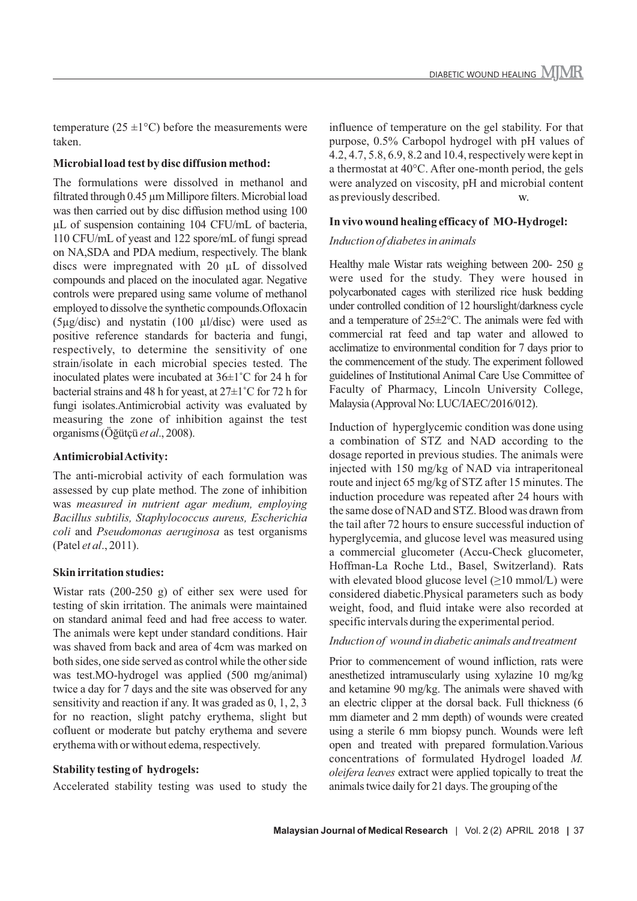temperature (25 ±1°C) before the measurements were taken.

**Microbial load test by disc diffusion method:**

The formulations were dissolved in methanol and filtrated through 0.45 µm Millipore filters. Microbial load was then carried out by disc diffusion method using 100 µL of suspension containing 104 CFU/mL of bacteria, 110 CFU/mL of yeast and 122 spore/mL of fungi spread on NA,SDA and PDA medium, respectively. The blank discs were impregnated with 20 µL of dissolved compounds and placed on the inoculated agar. Negative controls were prepared using same volume of methanol employed to dissolve the synthetic compounds.Ofloxacin (5µg/disc) and nystatin (100 µl/disc) were used as positive reference standards for bacteria and fungi, respectively, to determine the sensitivity of one strain/isolate in each microbial species tested. The inoculated plates were incubated at 36±1˚C for 24 h for bacterial strains and 48 h for yeast, at 27±1˚C for 72 h for fungi isolates.Antimicrobial activity was evaluated by measuring the zone of inhibition against the test organisms (Öğütçü *et al*., 2008).

**Antimicrobial Activity:**

The anti-microbial activity of each formulation was assessed by cup plate method. The zone of inhibition was *measured in nutrient agar medium, employing Bacillus subtilis, Staphylococcus aureus, Escherichia coli* and *Pseudomonas aeruginosa* as test organisms (Patel *et al*., 2011).

**Skin irritation studies:**

Wistar rats (200-250 g) of either sex were used for testing of skin irritation. The animals were maintained on standard animal feed and had free access to water. The animals were kept under standard conditions. Hair was shaved from back and area of 4cm was marked on both sides, one side served as control while the other side was test.MO-hydrogel was applied (500 mg/animal) twice a day for 7 days and the site was observed for any sensitivity and reaction if any. It was graded as 0, 1, 2, 3 for no reaction, slight patchy erythema, slight but cofluent or moderate but patchy erythema and severe erythema with or without edema, respectively.

**Stability testing of hydrogels:**

Accelerated stability testing was used to study the influence of temperature on the gel stability. For that purpose, 0.5% Carbopol hydrogel with pH values of 4.2, 4.7, 5.8, 6.9, 8.2 and 10.4, respectively were kept in a thermostat at 40°C. After one-month period, the gels were analyzed on viscosity, pH and microbial content as previously described. w.

**In vivo wound healing efficacy of MO-Hydrogel:**

*Induction of diabetes in animals*

Healthy male Wistar rats weighing between 200- 250 g were used for the study. They were housed in polycarbonated cages with sterilized rice husk bedding under controlled condition of 12 hourslight/darkness cycle and a temperature of 25±2°C. The animals were fed with commercial rat feed and tap water and allowed to acclimatize to environmental condition for 7 days prior to the commencement of the study. The experiment followed guidelines of Institutional Animal Care Use Committee of Faculty of Pharmacy, Lincoln University College, Malaysia (Approval No: LUC/IAEC/2016/012).

Induction of hyperglycemic condition was done using a combination of STZ and NAD according to the dosage reported in previous studies. The animals were injected with 150 mg/kg of NAD via intraperitoneal route and inject 65 mg/kg of STZ after 15 minutes. The induction procedure was repeated after 24 hours with the same dose of NAD and STZ. Blood was drawn from the tail after 72 hours to ensure successful induction of hyperglycemia, and glucose level was measured using a commercial glucometer (Accu-Check glucometer, Hoffman-La Roche Ltd., Basel, Switzerland). Rats with elevated blood glucose level (≥10 mmol/L) were considered diabetic.Physical parameters such as body weight, food, and fluid intake were also recorded at specific intervals during the experimental period.

*Induction of wound in diabetic animals and treatment*

Prior to commencement of wound infliction, rats were anesthetized intramuscularly using xylazine 10 mg/kg and ketamine 90 mg/kg. The animals were shaved with an electric clipper at the dorsal back. Full thickness (6 mm diameter and 2 mm depth) of wounds were created using a sterile 6 mm biopsy punch. Wounds were left open and treated with prepared formulation.Various concentrations of formulated Hydrogel loaded *M. oleifera leaves* extract were applied topically to treat the animals twice daily for 21 days. The grouping of the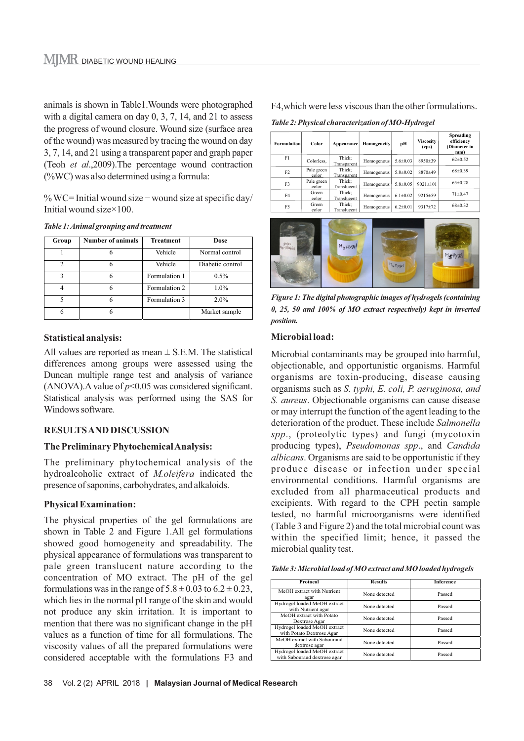animals is shown in Table1.Wounds were photographed with a digital camera on day 0, 3, 7, 14, and 21 to assess the progress of wound closure. Wound size (surface area of the wound) was measured by tracing the wound on day 3, 7, 14, and 21 using a transparent paper and graph paper (Teoh *et al*.,2009).The percentage wound contraction (%WC) was also determined using a formula:

% WC= Initial wound size − wound size at specific day/ Initial wound size×100.

***Table 1: Animal grouping and treatment***

| Group | Number of animals | Treatment | Dose |
|---|---|---|---|
| 1 | 6 | Vehicle | Normal control |
| 2 | 6 | Vehicle | Diabetic control |
| 3 | 6 | Formulation 1 | 0.5% |
| 4 | 6 | Formulation 2 | 1.0% |
| 5 | 6 | Formulation 3 | 2.0% |
| 6 | 6 | | Market sample |

### Statistical analysis:

All values are reported as mean ± S.E.M. The statistical differences among groups were assessed using the Duncan multiple range test and analysis of variance (ANOVA).A value of $p<0.05$ was considered significant. Statistical analysis was performed using the SAS for Windows software.

## RESULTS AND DISCUSSION

### The Preliminary Phytochemical Analysis:

The preliminary phytochemical analysis of the hydroalcoholic extract of *M.oleifera* indicated the presence of saponins, carbohydrates, and alkaloids.

### Physical Examination:

The physical properties of the gel formulations are shown in Table 2 and Figure 1.All gel formulations showed good homogeneity and spreadability. The physical appearance of formulations was transparent to pale green translucent nature according to the concentration of MO extract. The pH of the gel formulations was in the range of 5.8 ± 0.03 to 6.2 ± 0.23, which lies in the normal pH range of the skin and would not produce any skin irritation. It is important to mention that there was no significant change in the pH values as a function of time for all formulations. The viscosity values of all the prepared formulations were considered acceptable with the formulations F3 and F4,which were less viscous than the other formulations.

***Table 2: Physical characterization of MO-Hydrogel***

| Formulation | Color | Appearance | Homogeneity | pH | Viscosity (cps) | Spreading efficiency (Diameter in mm) |
|---|---|---|---|---|---|---|
| F1 | Colorless, | Thick; Transparent | Homogenous | 5.6±0.03 | 8950±39 | 62±0.52 |
| F2 | Pale green color | Thick; Transparent | Homogenous | 5.8±0.02 | 8870±49 | 68±0.39 |
| F3 | Pale green color | Thick; Translucent | Homogenous | 5.8±0.05 | 9021±101 | 65±0.28 |
| F4 | Green color | Thick; Translucent | Homogenous | 6.1±0.02 | 9215±59 | 71±0.47 |
| F5 | Green color | Thick; Translucent | Homogenous | 6.2±0.01 | 9317±72 | 68±0.32 |

***Figure 1: The digital photographic images of hydrogels (containing 0, 25, 50 and 100% of MO extract respectively) kept in inverted position.***

### Microbial load:

Microbial contaminants may be grouped into harmful, objectionable, and opportunistic organisms. Harmful organisms are toxin-producing, disease causing organisms such as *S. typhi, E. coli, P. aeruginosa, and S. aureus*. Objectionable organisms can cause disease or may interrupt the function of the agent leading to the deterioration of the product. These include *Salmonella spp*., (proteolytic types) and fungi (mycotoxin producing types), *Pseudomonas spp*., and *Candida albicans*. Organisms are said to be opportunistic if they produce disease or infection under special environmental conditions. Harmful organisms are excluded from all pharmaceutical products and excipients. With regard to the CPH pectin sample tested, no harmful microorganisms were identified (Table 3 and Figure 2) and the total microbial count was within the specified limit; hence, it passed the microbial quality test.

***Table 3: Microbial load of MO extract and MO loaded hydrogels***

| Protocol | Results | Inference |
|---|---|---|
| MeOH extract with Nutrient agar | None detected | Passed |
| Hydrogel loaded MeOH extract with Nutrient agar | None detected | Passed |
| MeOH extract with Potato Dextrose Agar | None detected | Passed |
| Hydrogel loaded MeOH extract with Potato Dextrose Agar | None detected | Passed |
| MeOH extract with Sabouraud dextrose agar | None detected | Passed |
| Hydrogel loaded MeOH extract with Sabouraud dextrose agar | None detected | Passed |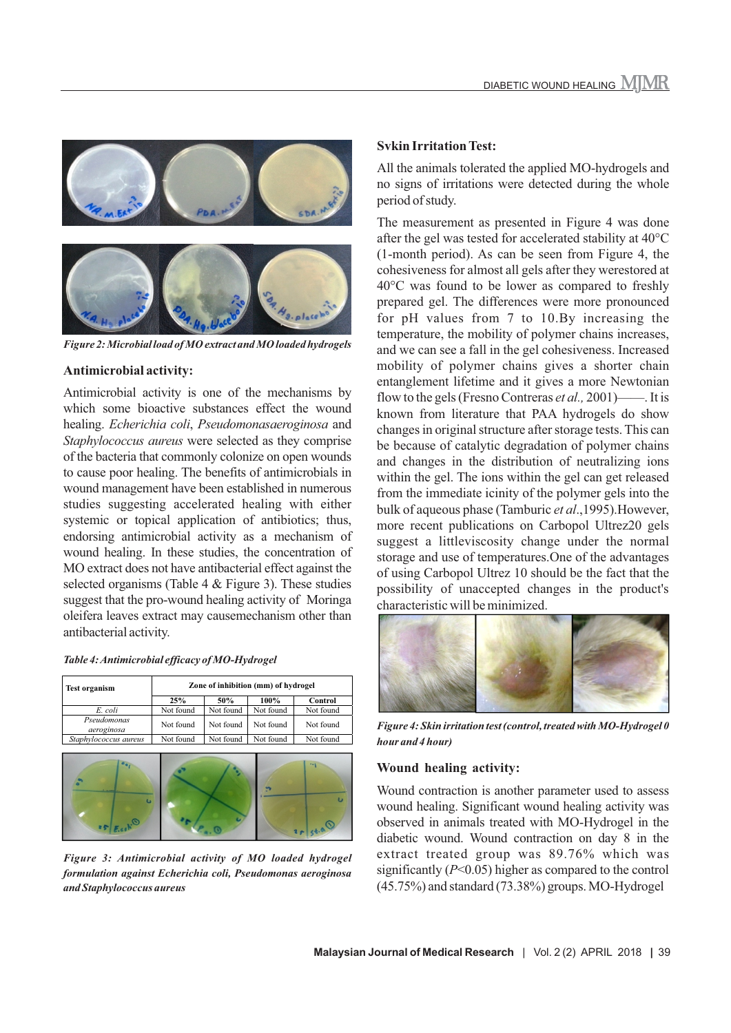Figure 2: Microbial load of MO extract and MO loaded hydrogels

### Antimicrobial activity:

Antimicrobial activity is one of the mechanisms by which some bioactive substances effect the wound healing. *Echerichia coli*, *Pseudomonasaeroginosa* and *Staphylococcus aureus* were selected as they comprise of the bacteria that commonly colonize on open wounds to cause poor healing. The benefits of antimicrobials in wound management have been established in numerous studies suggesting accelerated healing with either systemic or topical application of antibiotics; thus, endorsing antimicrobial activity as a mechanism of wound healing. In these studies, the concentration of MO extract does not have antibacterial effect against the selected organisms (Table 4 & Figure 3). These studies suggest that the pro-wound healing activity of Moringa oleifera leaves extract may causemechanism other than antibacterial activity.

*Table 4: Antimicrobial efficacy of MO-Hydrogel*

| Test organism | Zone of inhibition (mm) of hydrogel | | | |
|---|---|---|---|---|
| | 25% | 50% | 100% | Control |
| *E. coli* | Not found | Not found | Not found | Not found |
| *Pseudomonas aeroginosa* | Not found | Not found | Not found | Not found |
| *Staphylococcus aureus* | Not found | Not found | Not found | Not found |

*Figure 3: Antimicrobial activity of MO loaded hydrogel formulation against Echerichia coli, Pseudomonas aeroginosa and Staphylococcus aureus*

### Svkin Irritation Test:

All the animals tolerated the applied MO-hydrogels and no signs of irritations were detected during the whole period of study.

The measurement as presented in Figure 4 was done after the gel was tested for accelerated stability at 40°C (1-month period). As can be seen from Figure 4, the cohesiveness for almost all gels after they werestored at 40°C was found to be lower as compared to freshly prepared gel. The differences were more pronounced for pH values from 7 to 10.By increasing the temperature, the mobility of polymer chains increases, and we can see a fall in the gel cohesiveness. Increased mobility of polymer chains gives a shorter chain entanglement lifetime and it gives a more Newtonian flow to the gels (Fresno Contreras *et al.,* 2001)——. It is known from literature that PAA hydrogels do show changes in original structure after storage tests. This can be because of catalytic degradation of polymer chains and changes in the distribution of neutralizing ions within the gel. The ions within the gel can get released from the immediate icinity of the polymer gels into the bulk of aqueous phase (Tamburic *et al*.,1995).However, more recent publications on Carbopol Ultrez20 gels suggest a littleviscosity change under the normal storage and use of temperatures.One of the advantages of using Carbopol Ultrez 10 should be the fact that the possibility of unaccepted changes in the product's characteristic will be minimized.

*Figure 4: Skin irritation test (control, treated with MO-Hydrogel 0 hour and 4 hour)*

### Wound healing activity:

Wound contraction is another parameter used to assess wound healing. Significant wound healing activity was observed in animals treated with MO-Hydrogel in the diabetic wound. Wound contraction on day 8 in the extract treated group was 89.76% which was significantly ($P<0.05$) higher as compared to the control (45.75%) and standard (73.38%) groups. MO-Hydrogel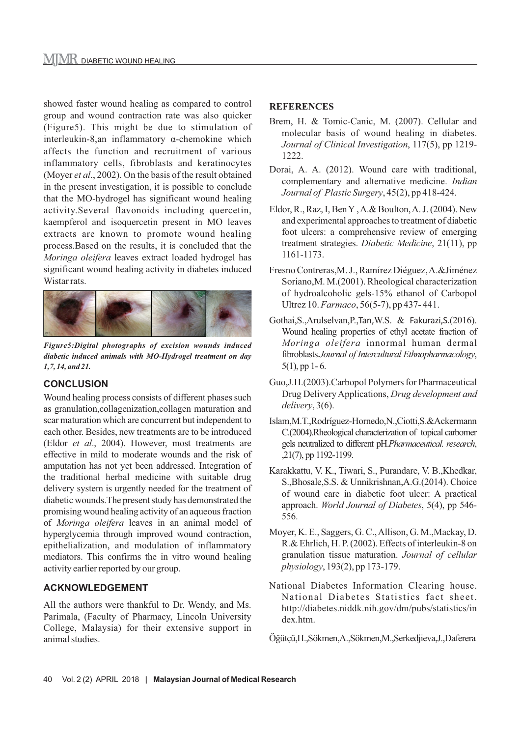showed faster wound healing as compared to control group and wound contraction rate was also quicker (Figure5). This might be due to stimulation of interleukin-8,an inflammatory α-chemokine which affects the function and recruitment of various inflammatory cells, fibroblasts and keratinocytes (Moyer *et al*., 2002). On the basis of the result obtained in the present investigation, it is possible to conclude that the MO-hydrogel has significant wound healing activity.Several flavonoids including quercetin, kaempferol and isoquercetin present in MO leaves extracts are known to promote wound healing process.Based on the results, it is concluded that the *Moringa oleifera* leaves extract loaded hydrogel has significant wound healing activity in diabetes induced Wistar rats.

***Figure5:Digital photographs of excision wounds induced diabetic induced animals with MO-Hydrogel treatment on day 1,7,14, and 21.***

## CONCLUSION

Wound healing process consists of different phases such as granulation,collagenization,collagen maturation and scar maturation which are concurrent but independent to each other. Besides, new treatments are to be introduced (Eldor *et al*., 2004). However, most treatments are effective in mild to moderate wounds and the risk of amputation has not yet been addressed. Integration of the traditional herbal medicine with suitable drug delivery system is urgently needed for the treatment of diabetic wounds.The present study has demonstrated the promising wound healing activity of an aqueous fraction of *Moringa oleifera* leaves in an animal model of hyperglycemia through improved wound contraction, epithelialization, and modulation of inflammatory mediators. This confirms the in vitro wound healing activity earlier reported by our group.

## ACKNOWLEDGEMENT

All the authors were thankful to Dr. Wendy, and Ms. Parimala, (Faculty of Pharmacy, Lincoln University College, Malaysia) for their extensive support in animal studies.

## REFERENCES

Brem, H. & Tomic-Canic, M. (2007). Cellular and molecular basis of wound healing in diabetes. *Journal of Clinical Investigation*, 117(5), pp 1219-1222.

Dorai, A. A. (2012). Wound care with traditional, complementary and alternative medicine. *Indian Journal of Plastic Surgery*, 45(2), pp 418-424.

Eldor, R., Raz, I, Ben Y , A.& Boulton, A. J. (2004). New and experimental approaches to treatment of diabetic foot ulcers: a comprehensive review of emerging treatment strategies. *Diabetic Medicine*, 21(11), pp 1161-1173.

Fresno Contreras,M. J., Ramírez Diéguez, A.&Jiménez Soriano,M. M.(2001). Rheological characterization of hydroalcoholic gels-15% ethanol of Carbopol Ultrez 10. *Farmaco*, 56(5-7), pp 437- 441.

Gothai,S.,Arulselvan,P.,Tan,W.S. & Fakurazi,S.(2016). Wound healing properties of ethyl acetate fraction of *Moringa oleifera* innormal human dermal fibroblasts.*Journal of Intercultural Ethnopharmacology*, 5(1), pp 1- 6.

Guo,J.H.(2003).Carbopol Polymers for Pharmaceutical Drug Delivery Applications, *Drug development and delivery*, 3(6).

Islam,M.T.,Rodríguez-Hornedo,N.,Ciotti,S.&Ackermann C.(2004).Rheological characterization of topical carbomer gels neutralized to different pH.*Pharmaceutical. research*, ,21(7), pp 1192-1199.

Karakkattu, V. K., Tiwari, S., Purandare, V. B.,Khedkar, S.,Bhosale,S.S. & Unnikrishnan,A.G.(2014). Choice of wound care in diabetic foot ulcer: A practical approach. *World Journal of Diabetes*, 5(4), pp 546-556.

Moyer, K. E., Saggers, G. C., Allison, G. M.,Mackay, D. R.& Ehrlich, H. P. (2002). Effects of interleukin-8 on granulation tissue maturation. *Journal of cellular physiology*, 193(2), pp 173-179.

National Diabetes Information Clearing house. National Diabetes Statistics fact sheet. http://diabetes.niddk.nih.gov/dm/pubs/statistics/index.htm.

Öğütçü,H.,Sökmen,A.,Sökmen,M.,Serkedjieva,J.,Daferera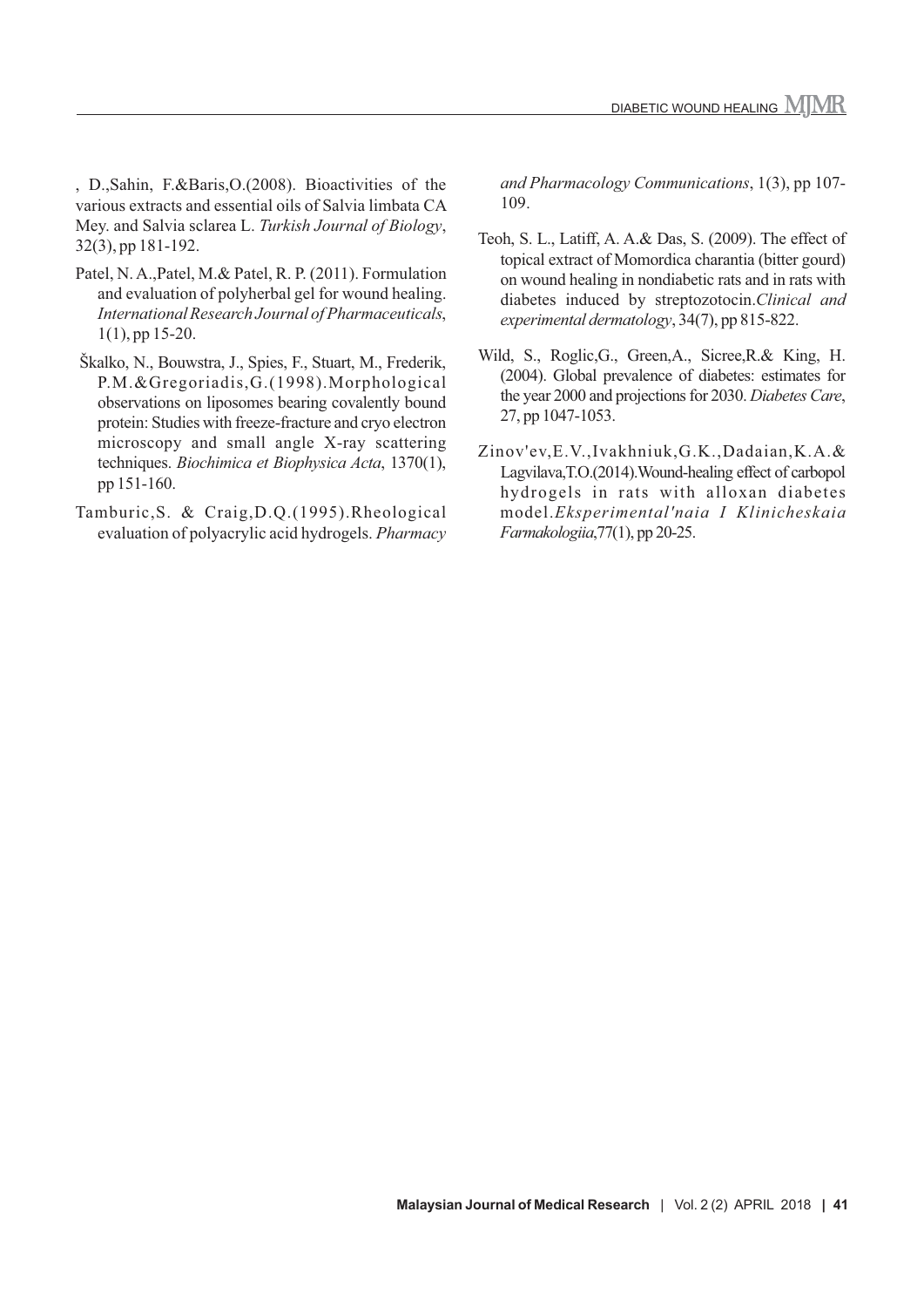, D.,Sahin, F.&Baris,O.(2008). Bioactivities of the various extracts and essential oils of Salvia limbata CA Mey. and Salvia sclarea L. *Turkish Journal of Biology*, 32(3), pp 181-192.

Patel, N. A.,Patel, M.& Patel, R. P. (2011). Formulation and evaluation of polyherbal gel for wound healing. *International Research Journal of Pharmaceuticals*, 1(1), pp 15-20.

Škalko, N., Bouwstra, J., Spies, F., Stuart, M., Frederik, P.M.&Gregoriadis,G.(1998).Morphological observations on liposomes bearing covalently bound protein: Studies with freeze-fracture and cryo electron microscopy and small angle X-ray scattering techniques. *Biochimica et Biophysica Acta*, 1370(1), pp 151-160.

Tamburic,S. & Craig,D.Q.(1995).Rheological evaluation of polyacrylic acid hydrogels. *Pharmacy and Pharmacology Communications*, 1(3), pp 107-109.

Teoh, S. L., Latiff, A. A.& Das, S. (2009). The effect of topical extract of Momordica charantia (bitter gourd) on wound healing in nondiabetic rats and in rats with diabetes induced by streptozotocin.*Clinical and experimental dermatology*, 34(7), pp 815-822.

Wild, S., Roglic,G., Green,A., Sicree,R.& King, H. (2004). Global prevalence of diabetes: estimates for the year 2000 and projections for 2030. *Diabetes Care*, 27, pp 1047-1053.

Zinov'ev,E.V.,Ivakhniuk,G.K.,Dadaian,K.A.& Lagvilava,T.O.(2014).Wound-healing effect of carbopol hydrogels in rats with alloxan diabetes model.*Eksperimental'naia I Klinicheskaia Farmakologiia*,77(1), pp 20-25.